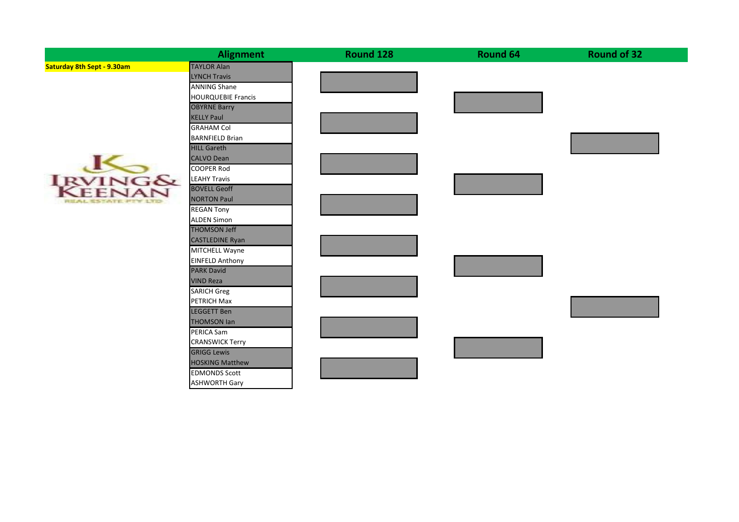| | Alignment | Round 128 | Round 64 | Round of 32 |
|---|---|---|---|---|
| **Saturday 8th Sept - 9.30am** | TAYLOR Alan | | | |
| | LYNCH Travis | | | |
| | ANNING Shane | | | |
| | HOURQUEBIE Francis | | | |
| | OBYRNE Barry | | | |
| | KELLY Paul | | | |
| | GRAHAM Col | | | |
| | BARNFIELD Brian | | | |
| | HILL Gareth | | | |
| | CALVO Dean | | | |
| | COOPER Rod | | | |
| | LEAHY Travis | | | |
| | BOVELL Geoff | | | |
| | NORTON Paul | | | |
| | REGAN Tony | | | |
| | ALDEN Simon | | | |
| | THOMSON Jeff | | | |
| | CASTLEDINE Ryan | | | |
| | MITCHELL Wayne | | | |
| | EINFELD Anthony | | | |
| | PARK David | | | |
| | VIND Reza | | | |
| | SARICH Greg | | | |
| | PETRICH Max | | | |
| | LEGGETT Ben | | | |
| | THOMSON Ian | | | |
| | PERICA Sam | | | |
| | CRANSWICK Terry | | | |
| | GRIGG Lewis | | | |
| | HOSKING Matthew | | | |
| | EDMONDS Scott | | | |
| | ASHWORTH Gary | | | |

IRVING & KEENAN REAL ESTATE PTY LTD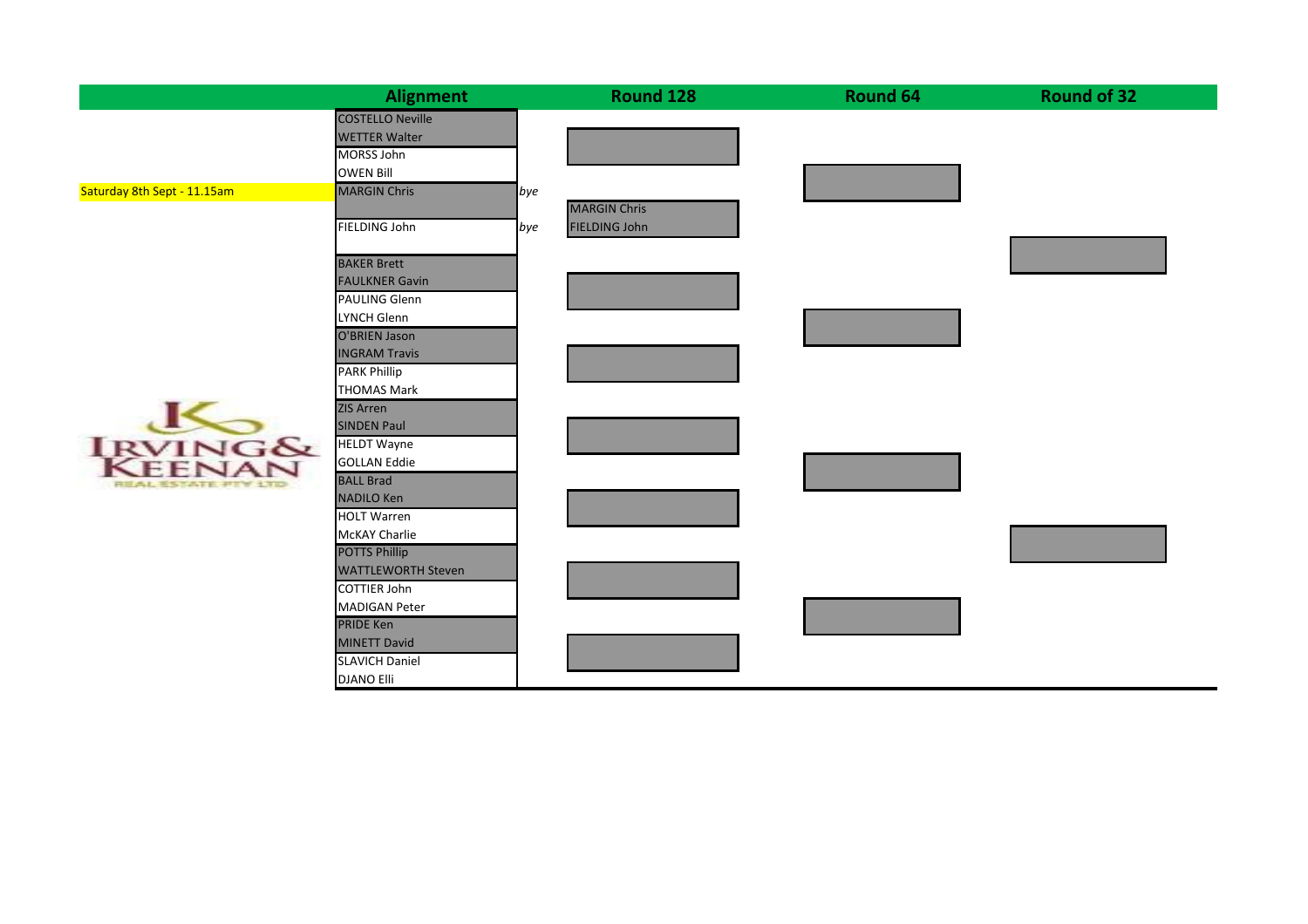| | Alignment | | Round 128 | Round 64 | Round of 32 |
|---|---|---|---|---|---|
| | COSTELLO Neville | | | | |
| | WETTER Walter | | | | |
| | MORSS John | | | | |
| | OWEN Bill | | | | |
| Saturday 8th Sept - 11.15am | MARGIN Chris | bye | | | |
| | | | MARGIN Chris | | |
| | FIELDING John | bye | FIELDING John | | |
| | BAKER Brett | | | | |
| | FAULKNER Gavin | | | | |
| | PAULING Glenn | | | | |
| | LYNCH Glenn | | | | |
| | O'BRIEN Jason | | | | |
| | INGRAM Travis | | | | |
| | PARK Phillip | | | | |
| | THOMAS Mark | | | | |
| | ZIS Arren | | | | |
| | SINDEN Paul | | | | |
| | HELDT Wayne | | | | |
| | GOLLAN Eddie | | | | |
| | BALL Brad | | | | |
| | NADILO Ken | | | | |
| | HOLT Warren | | | | |
| | McKAY Charlie | | | | |
| | POTTS Phillip | | | | |
| | WATTLEWORTH Steven | | | | |
| | COTTIER John | | | | |
| | MADIGAN Peter | | | | |
| | PRIDE Ken | | | | |
| | MINETT David | | | | |
| | SLAVICH Daniel | | | | |
| | DJANO Elli | | | | |

IRVING & KEENAN REAL ESTATE PTY LTD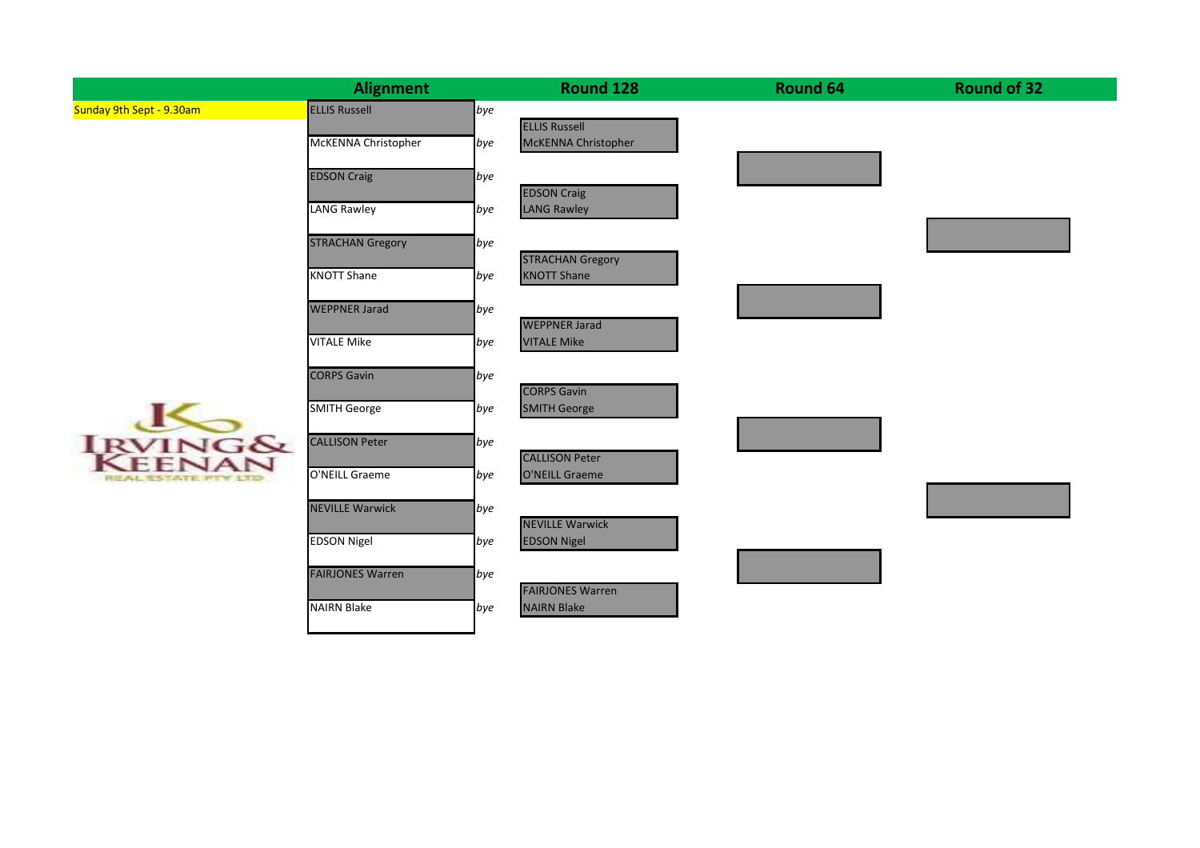| | Alignment | | Round 128 | Round 64 | Round of 32 |
|---|---|---|---|---|---|
| Sunday 9th Sept - 9.30am | ELLIS Russell | *bye* | ELLIS Russell | | |
| | McKENNA Christopher | *bye* | McKENNA Christopher | | |
| | EDSON Craig | *bye* | EDSON Craig | | |
| | LANG Rawley | *bye* | LANG Rawley | | |
| | STRACHAN Gregory | *bye* | STRACHAN Gregory | | |
| | KNOTT Shane | *bye* | KNOTT Shane | | |
| | WEPPNER Jarad | *bye* | WEPPNER Jarad | | |
| | VITALE Mike | *bye* | VITALE Mike | | |
| | CORPS Gavin | *bye* | CORPS Gavin | | |
| | SMITH George | *bye* | SMITH George | | |
| | CALLISON Peter | *bye* | CALLISON Peter | | |
| | O'NEILL Graeme | *bye* | O'NEILL Graeme | | |
| | NEVILLE Warwick | *bye* | NEVILLE Warwick | | |
| | EDSON Nigel | *bye* | EDSON Nigel | | |
| | FAIRJONES Warren | *bye* | FAIRJONES Warren | | |
| | NAIRN Blake | *bye* | NAIRN Blake | | |

IRVING & KEENAN REAL ESTATE PTY LTD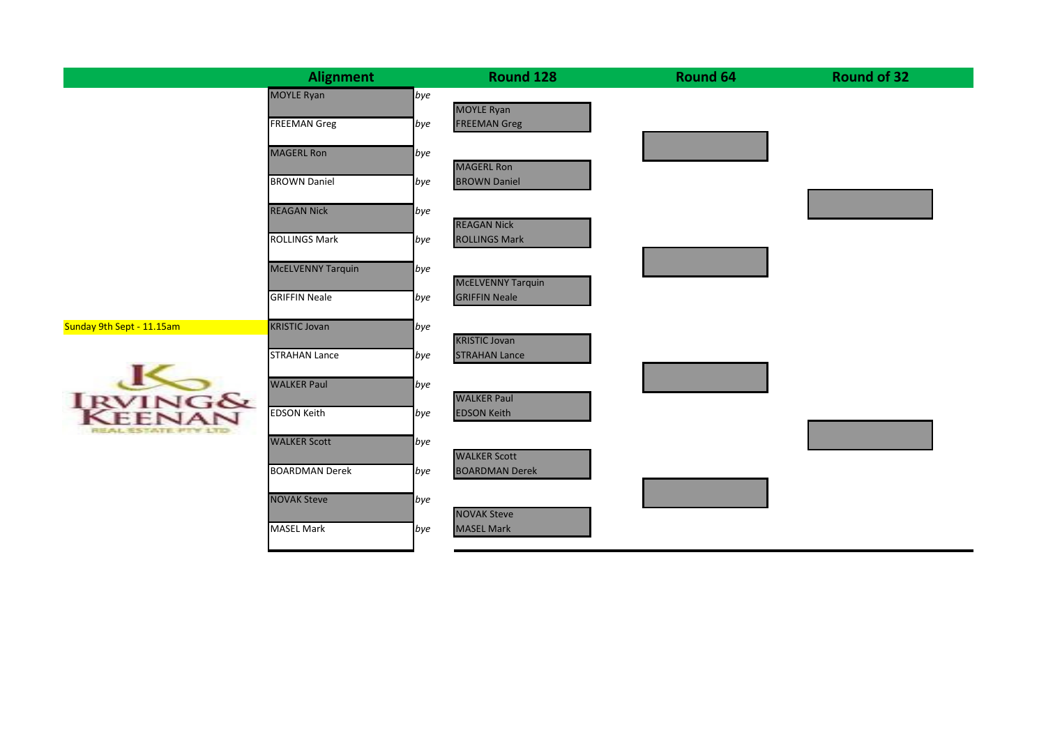| Alignment | | Round 128 | Round 64 | Round of 32 |
|---|---|---|---|---|
| MOYLE Ryan | *bye* | MOYLE Ryan | | |
| FREEMAN Greg | *bye* | FREEMAN Greg | | |
| MAGERL Ron | *bye* | MAGERL Ron | | |
| BROWN Daniel | *bye* | BROWN Daniel | | |
| REAGAN Nick | *bye* | REAGAN Nick | | |
| ROLLINGS Mark | *bye* | ROLLINGS Mark | | |
| McELVENNY Tarquin | *bye* | McELVENNY Tarquin | | |
| GRIFFIN Neale | *bye* | GRIFFIN Neale | | |
| KRISTIC Jovan | *bye* | KRISTIC Jovan | | |
| STRAHAN Lance | *bye* | STRAHAN Lance | | |
| WALKER Paul | *bye* | WALKER Paul | | |
| EDSON Keith | *bye* | EDSON Keith | | |
| WALKER Scott | *bye* | WALKER Scott | | |
| BOARDMAN Derek | *bye* | BOARDMAN Derek | | |
| NOVAK Steve | *bye* | NOVAK Steve | | |
| MASEL Mark | *bye* | MASEL Mark | | |

Sunday 9th Sept - 11.15am

IRVING & KEENAN REAL ESTATE PTY LTD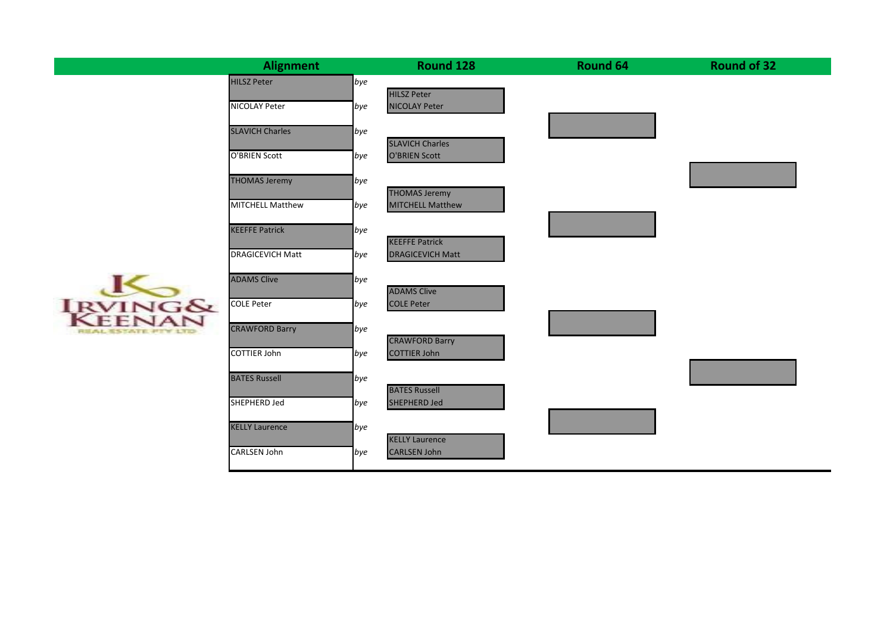| Alignment | | Round 128 | Round 64 | Round of 32 |
|---|---|---|---|---|
| HILSZ Peter | *bye* | HILSZ Peter | | |
| NICOLAY Peter | *bye* | NICOLAY Peter | | |
| SLAVICH Charles | *bye* | SLAVICH Charles | | |
| O'BRIEN Scott | *bye* | O'BRIEN Scott | | |
| THOMAS Jeremy | *bye* | THOMAS Jeremy | | |
| MITCHELL Matthew | *bye* | MITCHELL Matthew | | |
| KEEFFE Patrick | *bye* | KEEFFE Patrick | | |
| DRAGICEVICH Matt | *bye* | DRAGICEVICH Matt | | |
| ADAMS Clive | *bye* | ADAMS Clive | | |
| COLE Peter | *bye* | COLE Peter | | |
| CRAWFORD Barry | *bye* | CRAWFORD Barry | | |
| COTTIER John | *bye* | COTTIER John | | |
| BATES Russell | *bye* | BATES Russell | | |
| SHEPHERD Jed | *bye* | SHEPHERD Jed | | |
| KELLY Laurence | *bye* | KELLY Laurence | | |
| CARLSEN John | *bye* | CARLSEN John | | |

IRVING & KEENAN
REAL ESTATE PTY LTD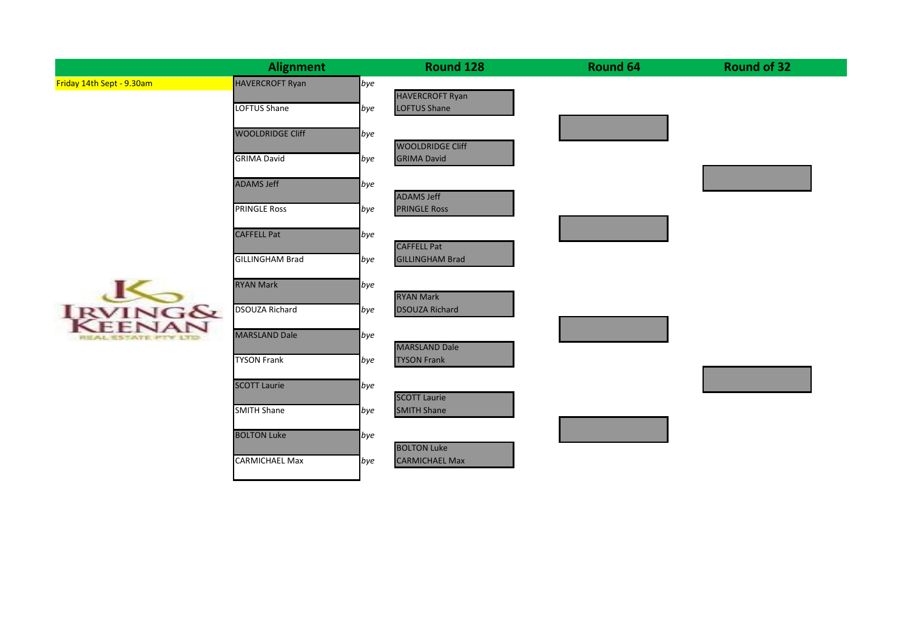| | Alignment | | Round 128 | Round 64 | Round of 32 |
|---|---|---|---|---|---|
| Friday 14th Sept - 9.30am | HAVERCROFT Ryan | *bye* | HAVERCROFT Ryan | | |
| | LOFTUS Shane | *bye* | LOFTUS Shane | | |
| | WOOLDRIDGE Cliff | *bye* | WOOLDRIDGE Cliff | | |
| | GRIMA David | *bye* | GRIMA David | | |
| | ADAMS Jeff | *bye* | ADAMS Jeff | | |
| | PRINGLE Ross | *bye* | PRINGLE Ross | | |
| | CAFFELL Pat | *bye* | CAFFELL Pat | | |
| | GILLINGHAM Brad | *bye* | GILLINGHAM Brad | | |
| | RYAN Mark | *bye* | RYAN Mark | | |
| | DSOUZA Richard | *bye* | DSOUZA Richard | | |
| | MARSLAND Dale | *bye* | MARSLAND Dale | | |
| | TYSON Frank | *bye* | TYSON Frank | | |
| | SCOTT Laurie | *bye* | SCOTT Laurie | | |
| | SMITH Shane | *bye* | SMITH Shane | | |
| | BOLTON Luke | *bye* | BOLTON Luke | | |
| | CARMICHAEL Max | *bye* | CARMICHAEL Max | | |

IRVING & KEENAN REAL ESTATE PTY LTD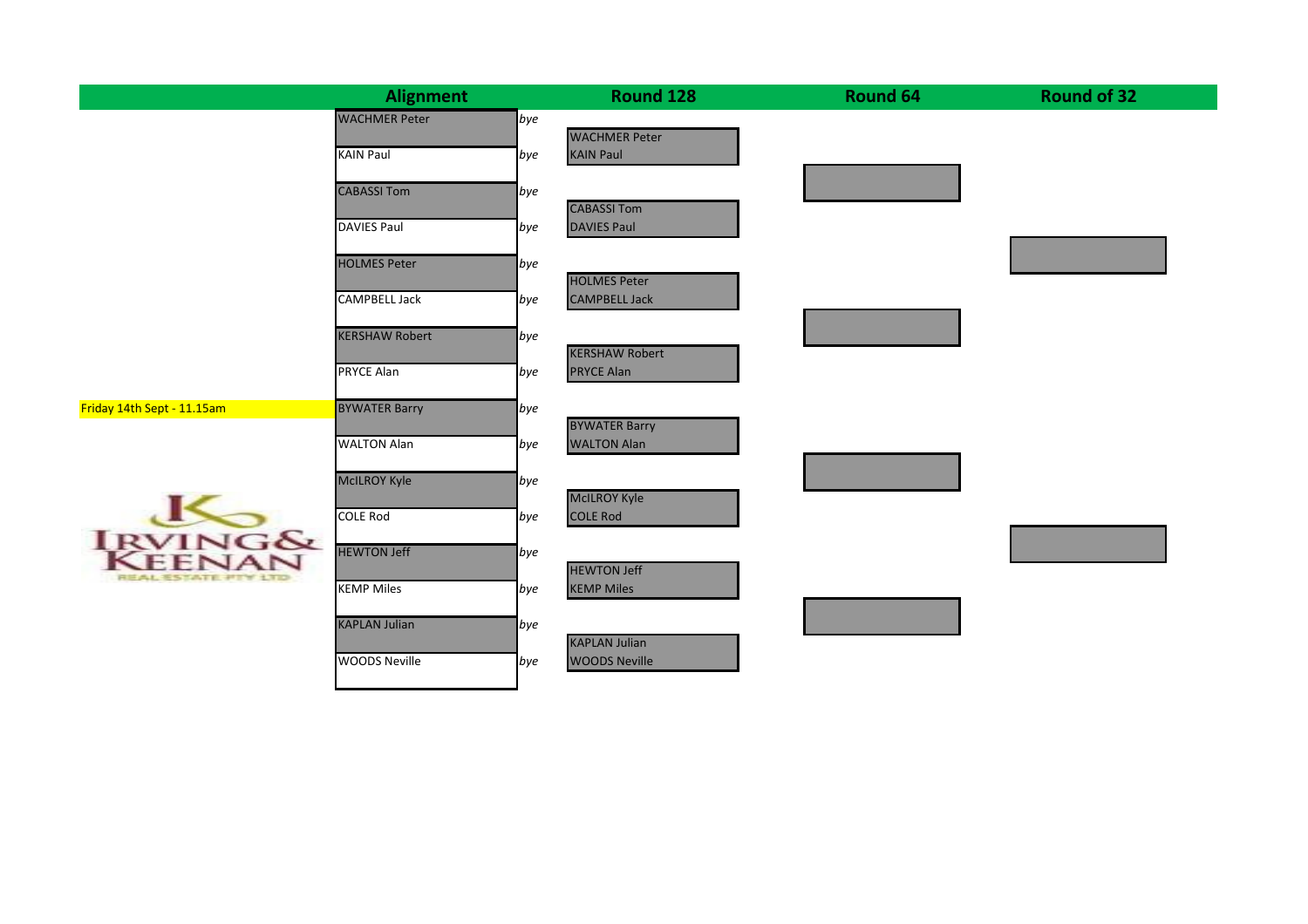| | Alignment | | Round 128 | Round 64 | Round of 32 |
|---|---|---|---|---|---|
| | WACHMER Peter | *bye* | WACHMER Peter | | |
| | KAIN Paul | *bye* | KAIN Paul | | |
| | CABASSI Tom | *bye* | CABASSI Tom | | |
| | DAVIES Paul | *bye* | DAVIES Paul | | |
| | HOLMES Peter | *bye* | HOLMES Peter | | |
| | CAMPBELL Jack | *bye* | CAMPBELL Jack | | |
| | KERSHAW Robert | *bye* | KERSHAW Robert | | |
| | PRYCE Alan | *bye* | PRYCE Alan | | |
| Friday 14th Sept - 11.15am | BYWATER Barry | *bye* | BYWATER Barry | | |
| | WALTON Alan | *bye* | WALTON Alan | | |
| | McILROY Kyle | *bye* | McILROY Kyle | | |
| | COLE Rod | *bye* | COLE Rod | | |
| | HEWTON Jeff | *bye* | HEWTON Jeff | | |
| | KEMP Miles | *bye* | KEMP Miles | | |
| | KAPLAN Julian | *bye* | KAPLAN Julian | | |
| | WOODS Neville | *bye* | WOODS Neville | | |

IRVING & KEENAN REAL ESTATE PTY LTD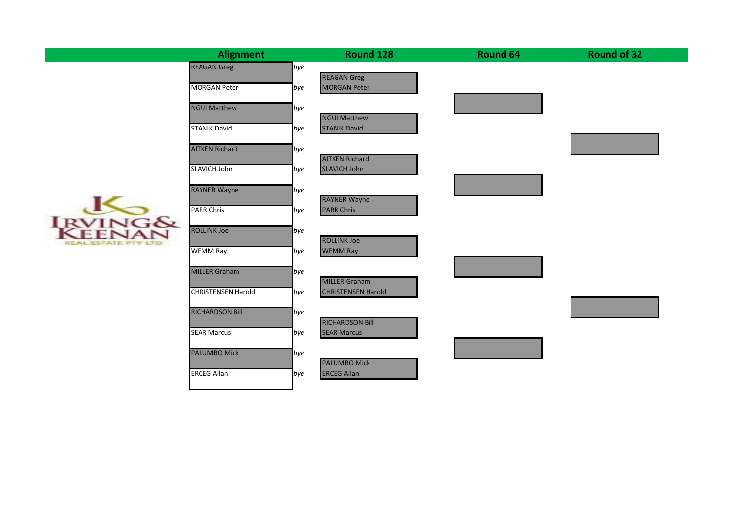| Alignment | | Round 128 | Round 64 | Round of 32 |
|---|---|---|---|---|
| REAGAN Greg | *bye* | REAGAN Greg | | |
| MORGAN Peter | *bye* | MORGAN Peter | | |
| NGUI Matthew | *bye* | NGUI Matthew | | |
| STANIK David | *bye* | STANIK David | | |
| AITKEN Richard | *bye* | AITKEN Richard | | |
| SLAVICH John | *bye* | SLAVICH John | | |
| RAYNER Wayne | *bye* | RAYNER Wayne | | |
| PARR Chris | *bye* | PARR Chris | | |
| ROLLINK Joe | *bye* | ROLLINK Joe | | |
| WEMM Ray | *bye* | WEMM Ray | | |
| MILLER Graham | *bye* | MILLER Graham | | |
| CHRISTENSEN Harold | *bye* | CHRISTENSEN Harold | | |
| RICHARDSON Bill | *bye* | RICHARDSON Bill | | |
| SEAR Marcus | *bye* | SEAR Marcus | | |
| PALUMBO Mick | *bye* | PALUMBO Mick | | |
| ERCEG Allan | *bye* | ERCEG Allan | | |

IRVING & KEENAN REAL ESTATE PTY LTD